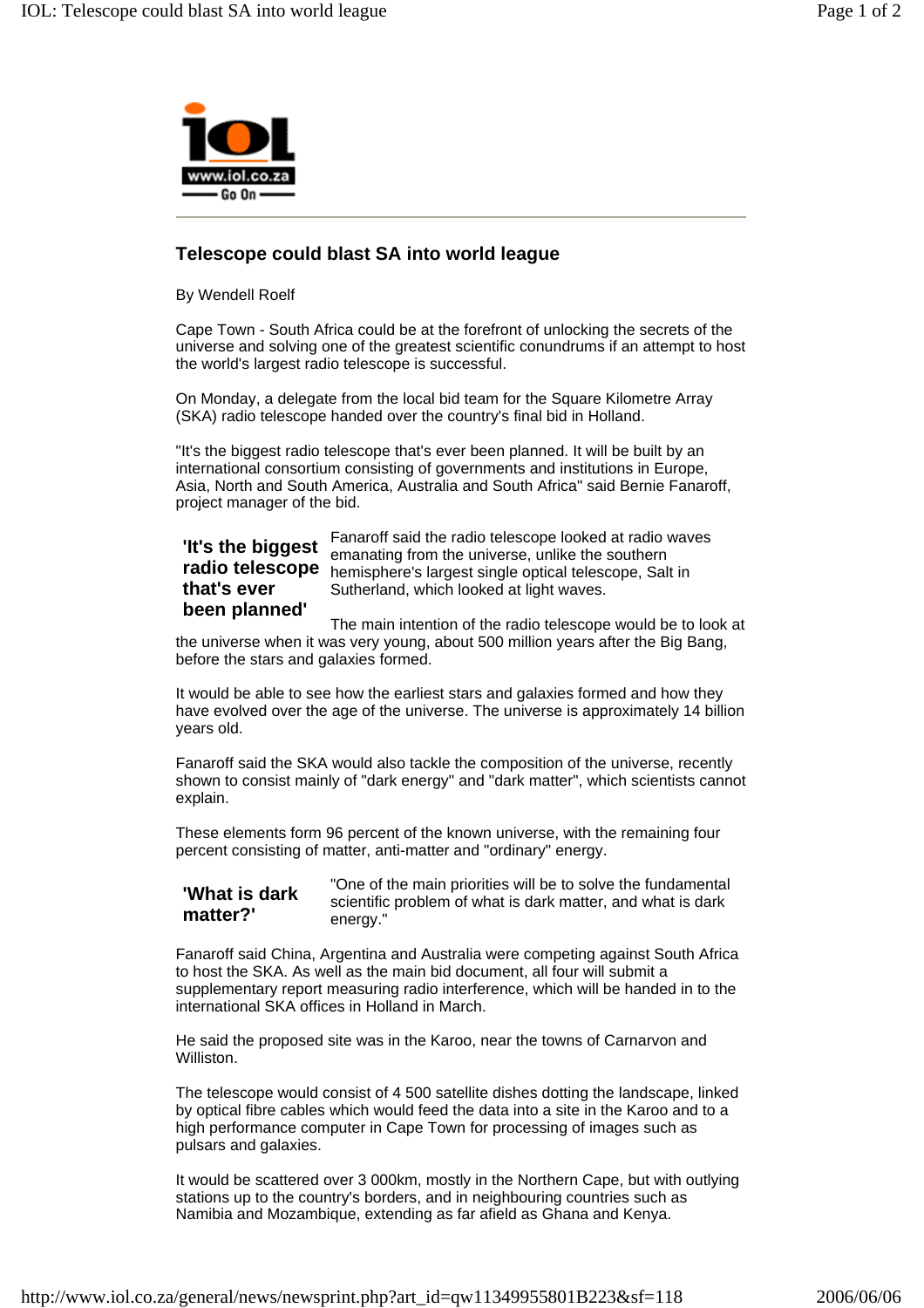# Telescope could blast SA into world league

By Wendell Roelf

Cape Town - South Africa could be at the forefront of unlocking the secrets of the universe and solving one of the greatest scientific conundrums if an attempt to host the world's largest radio telescope is successful.

On Monday, a delegate from the local bid team for the Square Kilometre Array (SKA) radio telescope handed over the country's final bid in Holland.

"It's the biggest radio telescope that's ever been planned. It will be built by an international consortium consisting of governments and institutions in Europe, Asia, North and South America, Australia and South Africa" said Bernie Fanaroff, project manager of the bid.

**'It's the biggest radio telescope that's ever been planned'**

Fanaroff said the radio telescope looked at radio waves emanating from the universe, unlike the southern hemisphere's largest single optical telescope, Salt in Sutherland, which looked at light waves.

The main intention of the radio telescope would be to look at the universe when it was very young, about 500 million years after the Big Bang, before the stars and galaxies formed.

It would be able to see how the earliest stars and galaxies formed and how they have evolved over the age of the universe. The universe is approximately 14 billion years old.

Fanaroff said the SKA would also tackle the composition of the universe, recently shown to consist mainly of "dark energy" and "dark matter", which scientists cannot explain.

These elements form 96 percent of the known universe, with the remaining four percent consisting of matter, anti-matter and "ordinary" energy.

**'What is dark matter?'**

"One of the main priorities will be to solve the fundamental scientific problem of what is dark matter, and what is dark energy."

Fanaroff said China, Argentina and Australia were competing against South Africa to host the SKA. As well as the main bid document, all four will submit a supplementary report measuring radio interference, which will be handed in to the international SKA offices in Holland in March.

He said the proposed site was in the Karoo, near the towns of Carnarvon and Williston.

The telescope would consist of 4 500 satellite dishes dotting the landscape, linked by optical fibre cables which would feed the data into a site in the Karoo and to a high performance computer in Cape Town for processing of images such as pulsars and galaxies.

It would be scattered over 3 000km, mostly in the Northern Cape, but with outlying stations up to the country's borders, and in neighbouring countries such as Namibia and Mozambique, extending as far afield as Ghana and Kenya.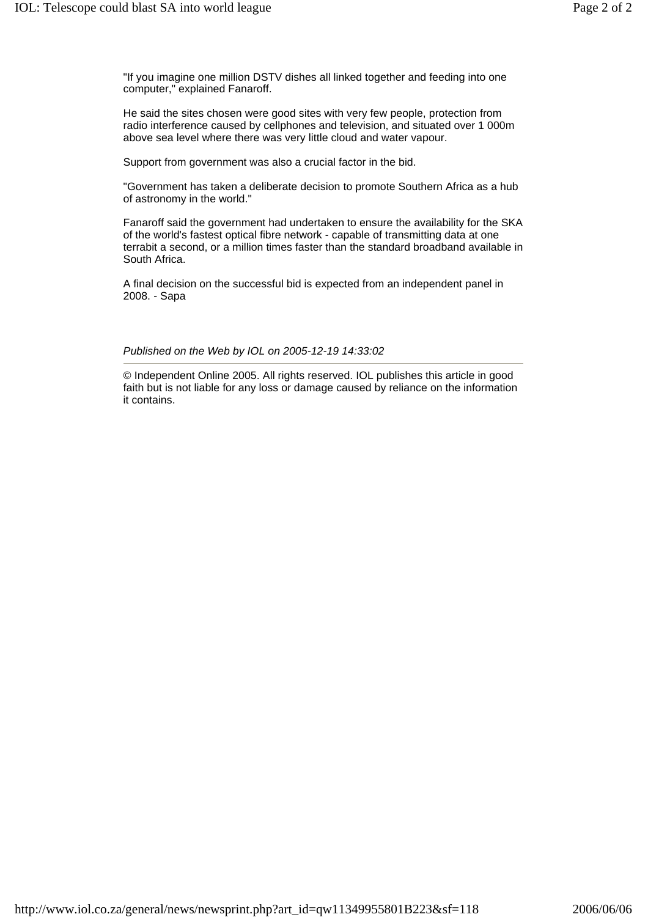"If you imagine one million DSTV dishes all linked together and feeding into one computer," explained Fanaroff.

He said the sites chosen were good sites with very few people, protection from radio interference caused by cellphones and television, and situated over 1 000m above sea level where there was very little cloud and water vapour.

Support from government was also a crucial factor in the bid.

"Government has taken a deliberate decision to promote Southern Africa as a hub of astronomy in the world."

Fanaroff said the government had undertaken to ensure the availability for the SKA of the world's fastest optical fibre network - capable of transmitting data at one terrabit a second, or a million times faster than the standard broadband available in South Africa.

A final decision on the successful bid is expected from an independent panel in 2008. - Sapa

*Published on the Web by IOL on 2005-12-19 14:33:02*

---

© Independent Online 2005. All rights reserved. IOL publishes this article in good faith but is not liable for any loss or damage caused by reliance on the information it contains.